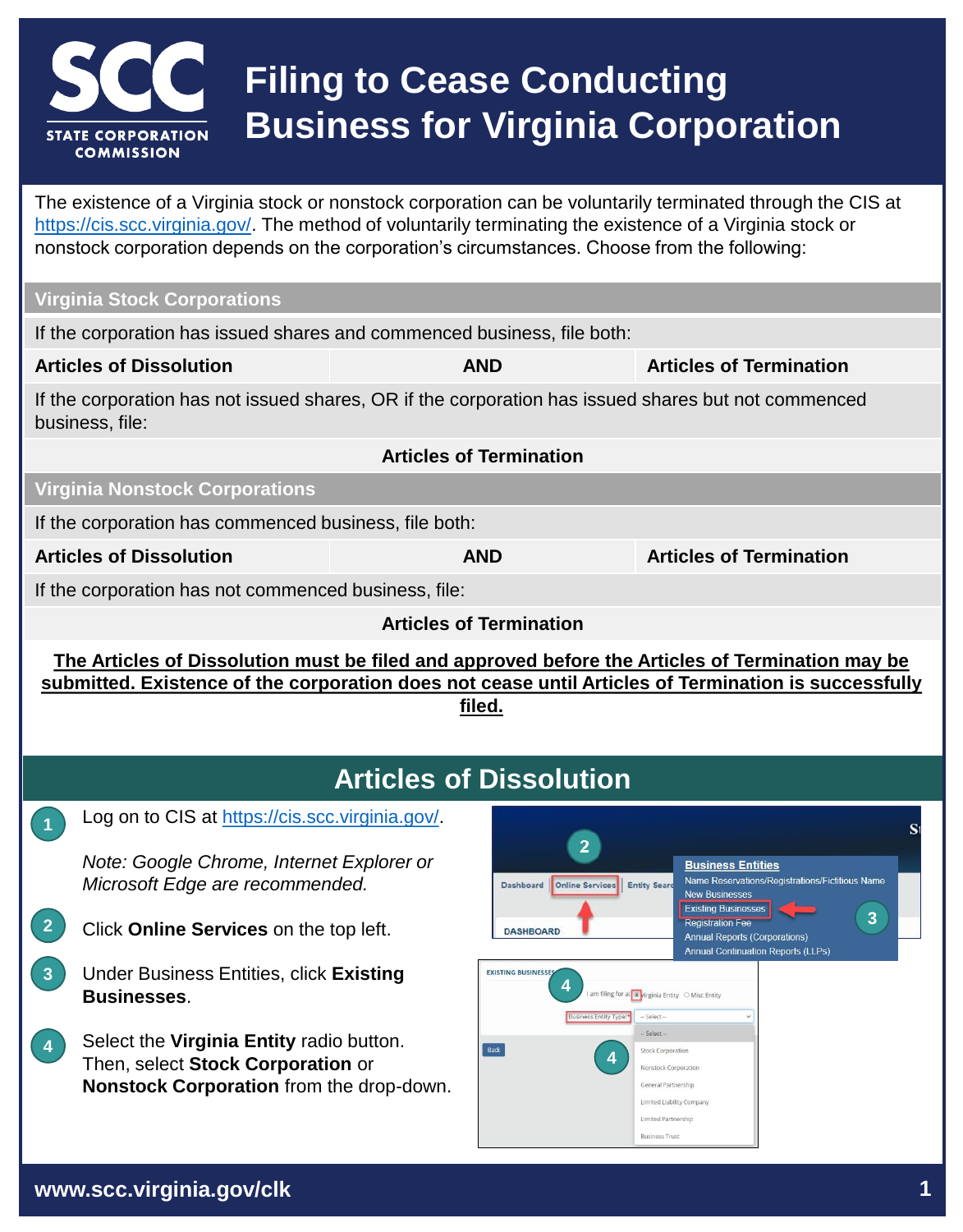# Filing to Cease Conducting Business for Virginia Corporation

SCC STATE CORPORATION COMMISSION

The existence of a Virginia stock or nonstock corporation can be voluntarily terminated through the CIS at https://cis.scc.virginia.gov/. The method of voluntarily terminating the existence of a Virginia stock or nonstock corporation depends on the corporation's circumstances. Choose from the following:

| Virginia Stock Corporations | | |
|---|---|---|
| If the corporation has issued shares and commenced business, file both: | | |
| **Articles of Dissolution** | **AND** | **Articles of Termination** |
| If the corporation has not issued shares, OR if the corporation has issued shares but not commenced business, file: | | |
| | **Articles of Termination** | |
| **Virginia Nonstock Corporations** | | |
| If the corporation has commenced business, file both: | | |
| **Articles of Dissolution** | **AND** | **Articles of Termination** |
| If the corporation has not commenced business, file: | | |
| | **Articles of Termination** | |

**The Articles of Dissolution must be filed and approved before the Articles of Termination may be submitted. Existence of the corporation does not cease until Articles of Termination is successfully filed.**

## Articles of Dissolution

1. Log on to CIS at https://cis.scc.virginia.gov/.

   *Note: Google Chrome, Internet Explorer or Microsoft Edge are recommended.*

2. Click **Online Services** on the top left.

3. Under Business Entities, click **Existing Businesses**.

4. Select the **Virginia Entity** radio button. Then, select **Stock Corporation** or **Nonstock Corporation** from the drop-down.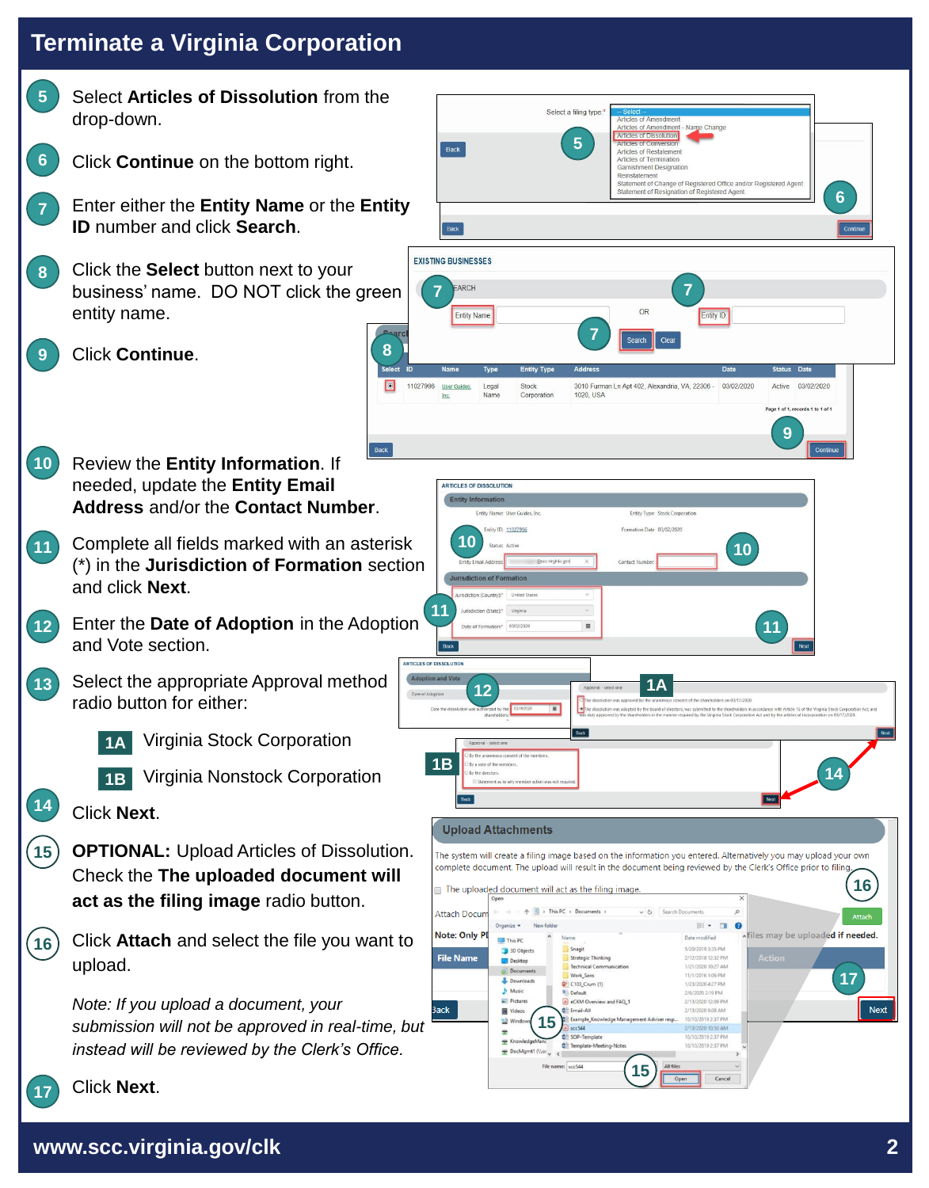# Terminate a Virginia Corporation

5. Select **Articles of Dissolution** from the drop-down.
6. Click **Continue** on the bottom right.
7. Enter either the **Entity Name** or the **Entity ID** number and click **Search**.
8. Click the **Select** button next to your business' name. DO NOT click the green entity name.
9. Click **Continue**.
10. Review the **Entity Information**. If needed, update the **Entity Email Address** and/or the **Contact Number**.
11. Complete all fields marked with an asterisk (*) in the **Jurisdiction of Formation** section and click **Next**.
12. Enter the **Date of Adoption** in the Adoption and Vote section.
13. Select the appropriate Approval method radio button for either:
    - **1A** Virginia Stock Corporation
    - **1B** Virginia Nonstock Corporation
14. Click **Next**.
15. **OPTIONAL:** Upload Articles of Dissolution. Check the **The uploaded document will act as the filing image** radio button.
16. Click **Attach** and select the file you want to upload.

    *Note: If you upload a document, your submission will not be approved in real-time, but instead will be reviewed by the Clerk's Office.*

17. Click **Next**.

www.scc.virginia.gov/clk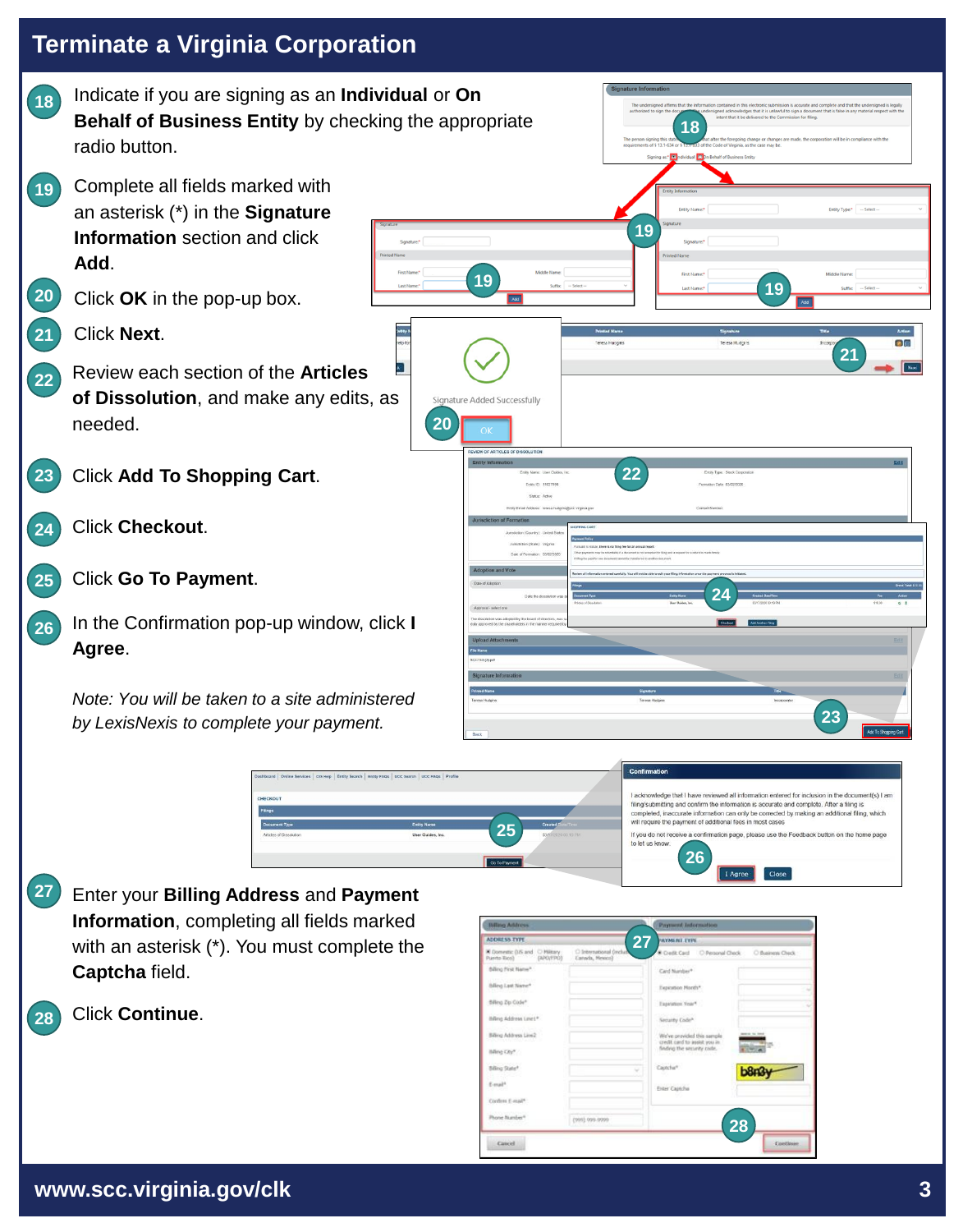# Terminate a Virginia Corporation

18. Indicate if you are signing as an **Individual** or **On Behalf of Business Entity** by checking the appropriate radio button.
19. Complete all fields marked with an asterisk (*) in the **Signature Information** section and click **Add**.
20. Click **OK** in the pop-up box.
21. Click **Next**.
22. Review each section of the **Articles of Dissolution**, and make any edits, as needed.
23. Click **Add To Shopping Cart**.
24. Click **Checkout**.
25. Click **Go To Payment**.
26. In the Confirmation pop-up window, click **I Agree**.

*Note: You will be taken to a site administered by LexisNexis to complete your payment.*

27. Enter your **Billing Address** and **Payment Information**, completing all fields marked with an asterisk (*). You must complete the **Captcha** field.
28. Click **Continue**.

www.scc.virginia.gov/clk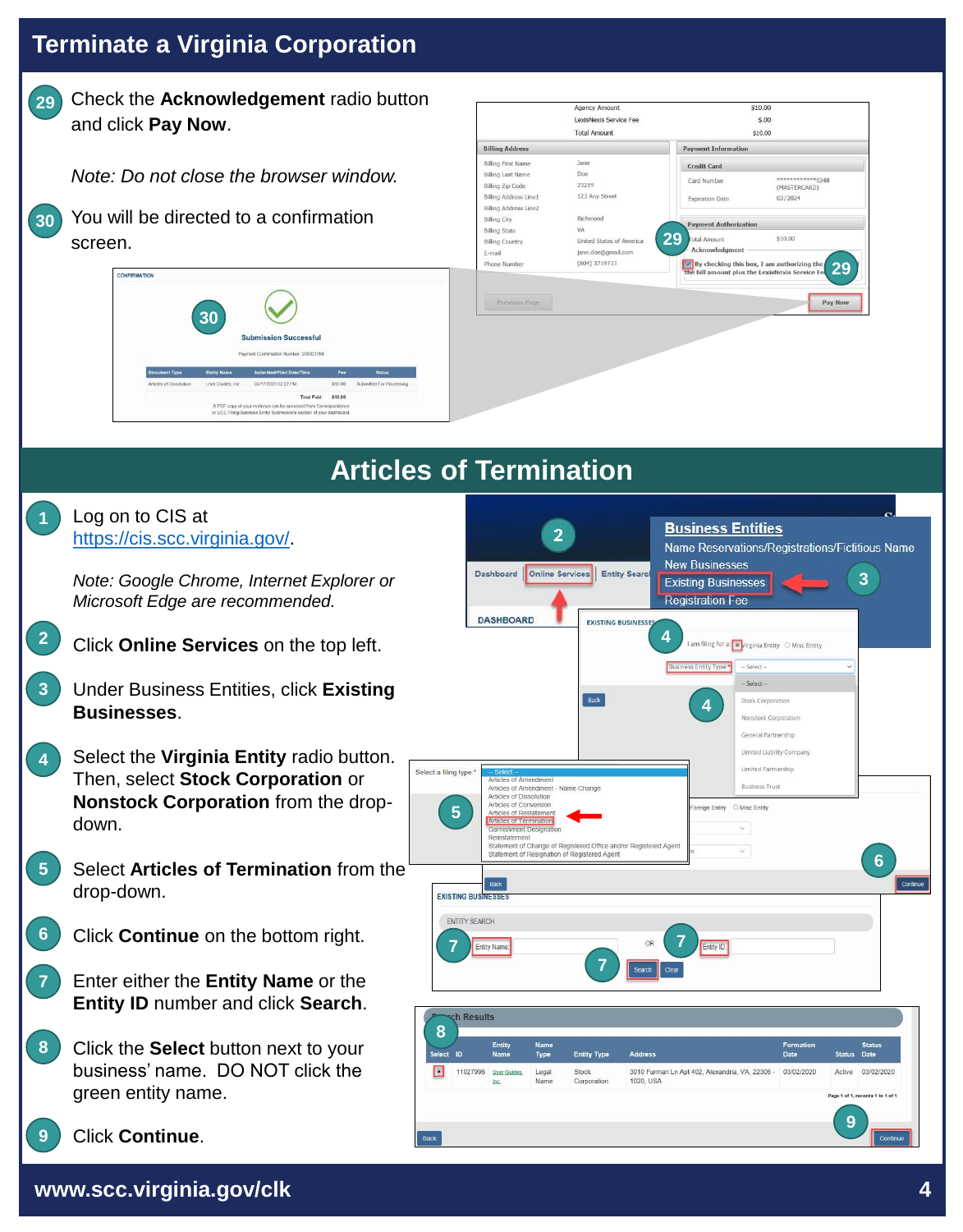# Terminate a Virginia Corporation

29. Check the **Acknowledgement** radio button and click **Pay Now**.

    *Note: Do not close the browser window.*

30. You will be directed to a confirmation screen.

# Articles of Termination

1. Log on to CIS at https://cis.scc.virginia.gov/.

   *Note: Google Chrome, Internet Explorer or Microsoft Edge are recommended.*

2. Click **Online Services** on the top left.
3. Under Business Entities, click **Existing Businesses**.
4. Select the **Virginia Entity** radio button. Then, select **Stock Corporation** or **Nonstock Corporation** from the drop-down.
5. Select **Articles of Termination** from the drop-down.
6. Click **Continue** on the bottom right.
7. Enter either the **Entity Name** or the **Entity ID** number and click **Search**.
8. Click the **Select** button next to your business' name. DO NOT click the green entity name.
9. Click **Continue**.

www.scc.virginia.gov/clk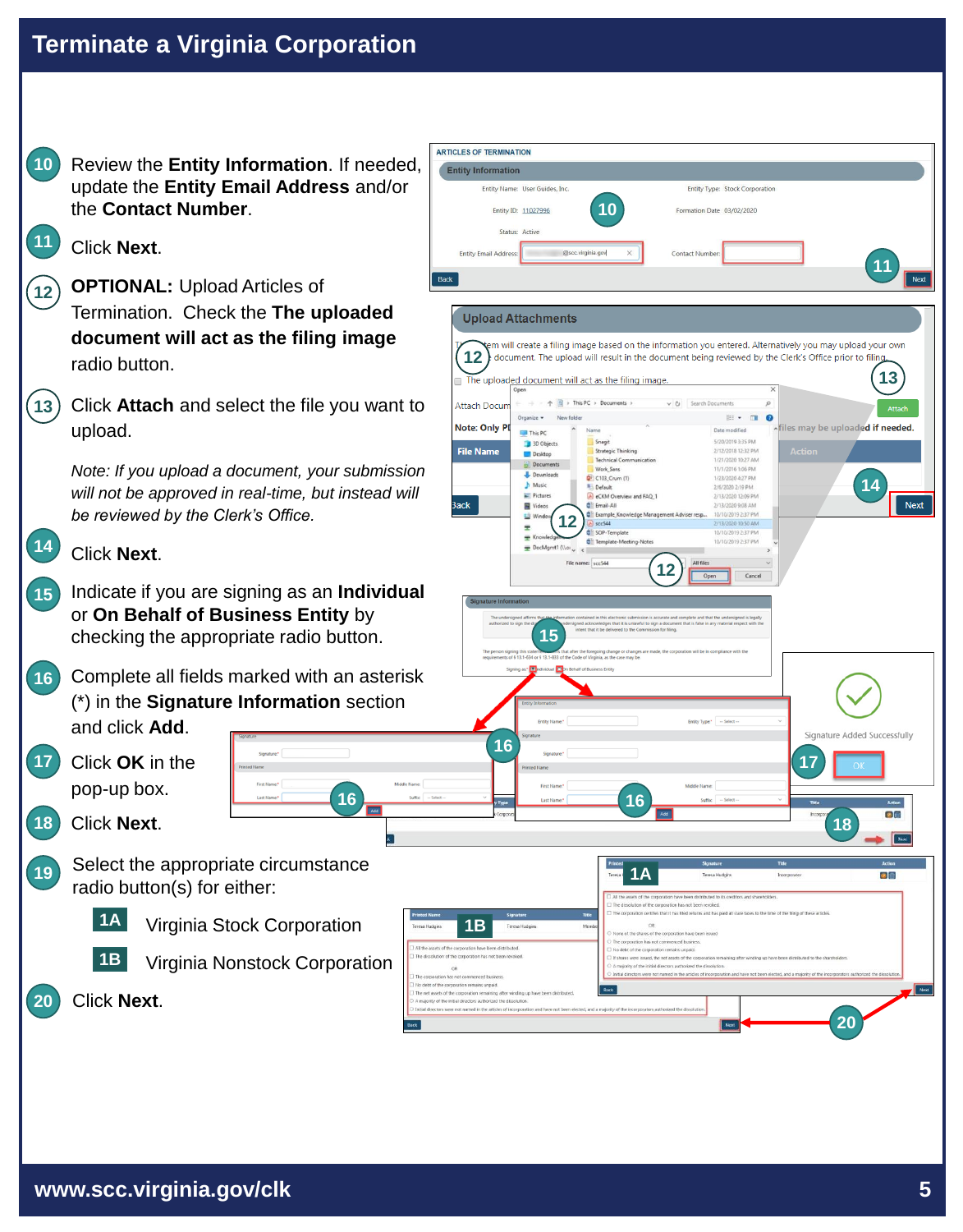# Terminate a Virginia Corporation

10. Review the **Entity Information**. If needed, update the **Entity Email Address** and/or the **Contact Number**.

11. Click **Next**.

12. **OPTIONAL:** Upload Articles of Termination. Check the **The uploaded document will act as the filing image** radio button.

13. Click **Attach** and select the file you want to upload.

    *Note: If you upload a document, your submission will not be approved in real-time, but instead will be reviewed by the Clerk's Office.*

14. Click **Next**.

15. Indicate if you are signing as an **Individual** or **On Behalf of Business Entity** by checking the appropriate radio button.

16. Complete all fields marked with an asterisk (*) in the **Signature Information** section and click **Add**.

17. Click **OK** in the pop-up box.

18. Click **Next**.

19. Select the appropriate circumstance radio button(s) for either:

    **1A** Virginia Stock Corporation

    **1B** Virginia Nonstock Corporation

20. Click **Next**.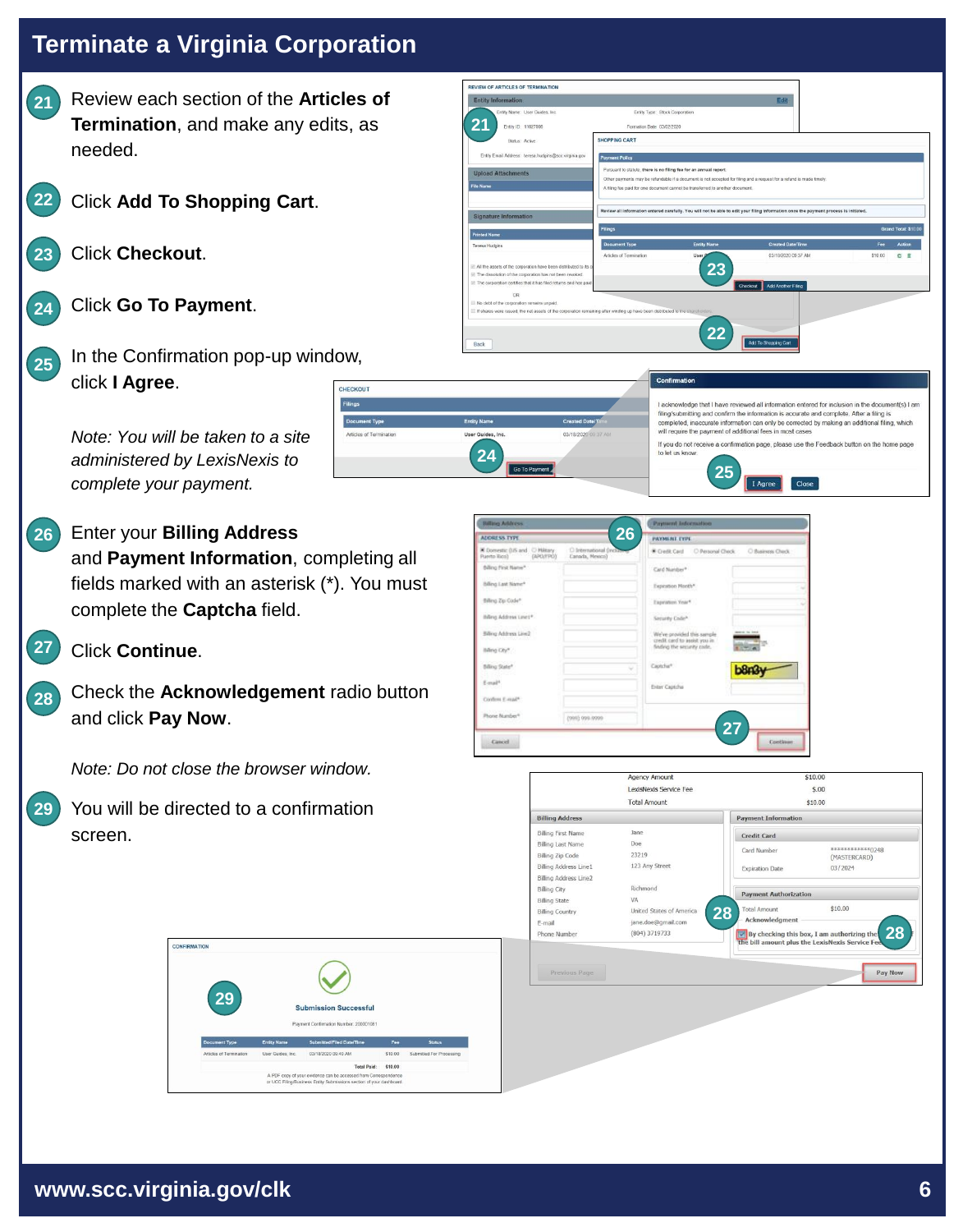# Terminate a Virginia Corporation

21. Review each section of the **Articles of Termination**, and make any edits, as needed.
22. Click **Add To Shopping Cart**.
23. Click **Checkout**.
24. Click **Go To Payment**.
25. In the Confirmation pop-up window, click **I Agree**.

   *Note: You will be taken to a site administered by LexisNexis to complete your payment.*

26. Enter your **Billing Address** and **Payment Information**, completing all fields marked with an asterisk (*). You must complete the **Captcha** field.
27. Click **Continue**.
28. Check the **Acknowledgement** radio button and click **Pay Now**.

   *Note: Do not close the browser window.*

29. You will be directed to a confirmation screen.

www.scc.virginia.gov/clk